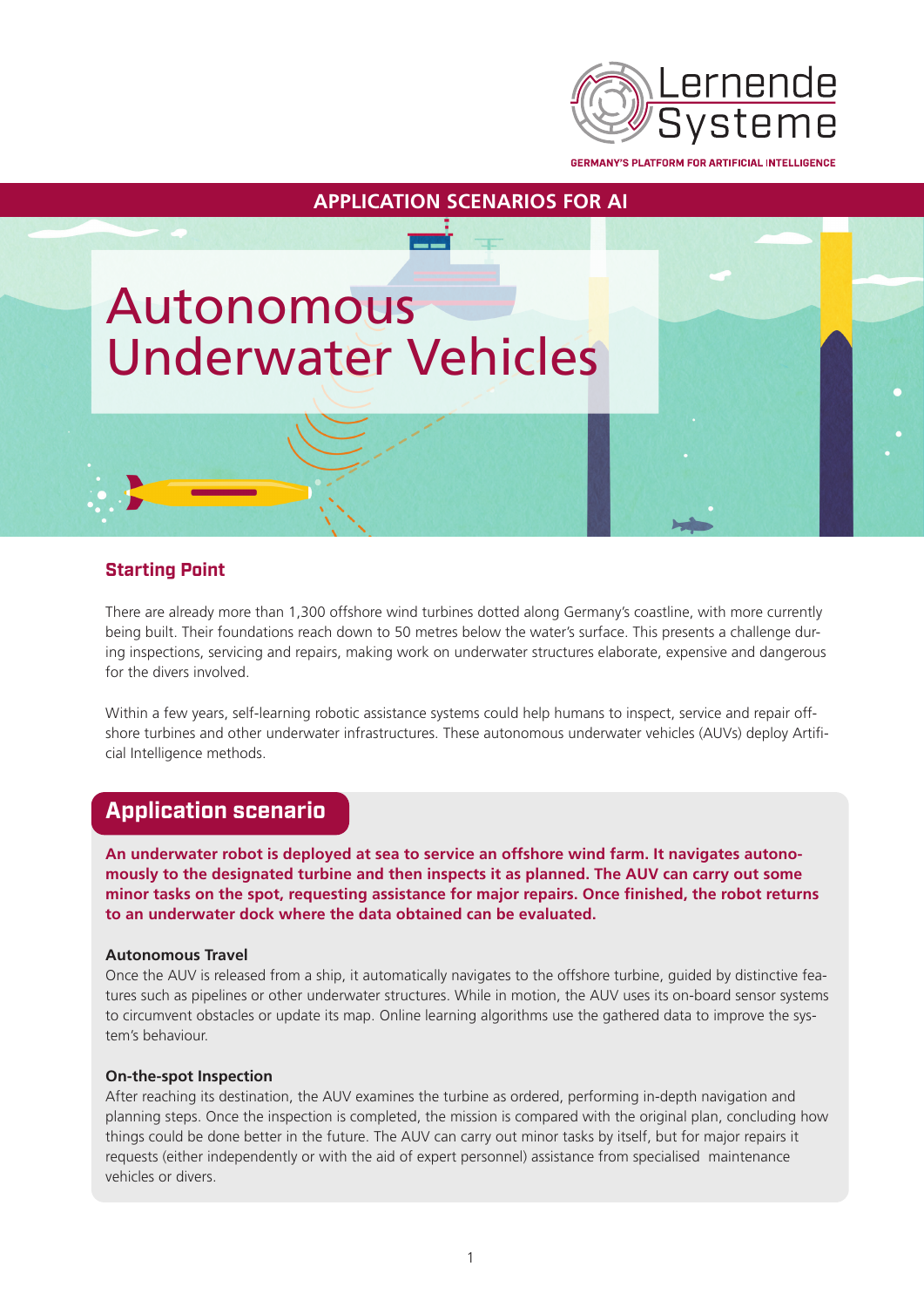Lernende Systeme

GERMANY'S PLATFORM FOR ARTIFICIAL INTELLIGENCE

APPLICATION SCENARIOS FOR AI

# Autonomous Underwater Vehicles

## Starting Point

There are already more than 1,300 offshore wind turbines dotted along Germany's coastline, with more currently being built. Their foundations reach down to 50 metres below the water's surface. This presents a challenge during inspections, servicing and repairs, making work on underwater structures elaborate, expensive and dangerous for the divers involved.

Within a few years, self-learning robotic assistance systems could help humans to inspect, service and repair offshore turbines and other underwater infrastructures. These autonomous underwater vehicles (AUVs) deploy Artificial Intelligence methods.

## Application scenario

**An underwater robot is deployed at sea to service an offshore wind farm. It navigates autonomously to the designated turbine and then inspects it as planned. The AUV can carry out some minor tasks on the spot, requesting assistance for major repairs. Once finished, the robot returns to an underwater dock where the data obtained can be evaluated.**

### Autonomous Travel

Once the AUV is released from a ship, it automatically navigates to the offshore turbine, guided by distinctive features such as pipelines or other underwater structures. While in motion, the AUV uses its on-board sensor systems to circumvent obstacles or update its map. Online learning algorithms use the gathered data to improve the system's behaviour.

### On-the-spot Inspection

After reaching its destination, the AUV examines the turbine as ordered, performing in-depth navigation and planning steps. Once the inspection is completed, the mission is compared with the original plan, concluding how things could be done better in the future. The AUV can carry out minor tasks by itself, but for major repairs it requests (either independently or with the aid of expert personnel) assistance from specialised maintenance vehicles or divers.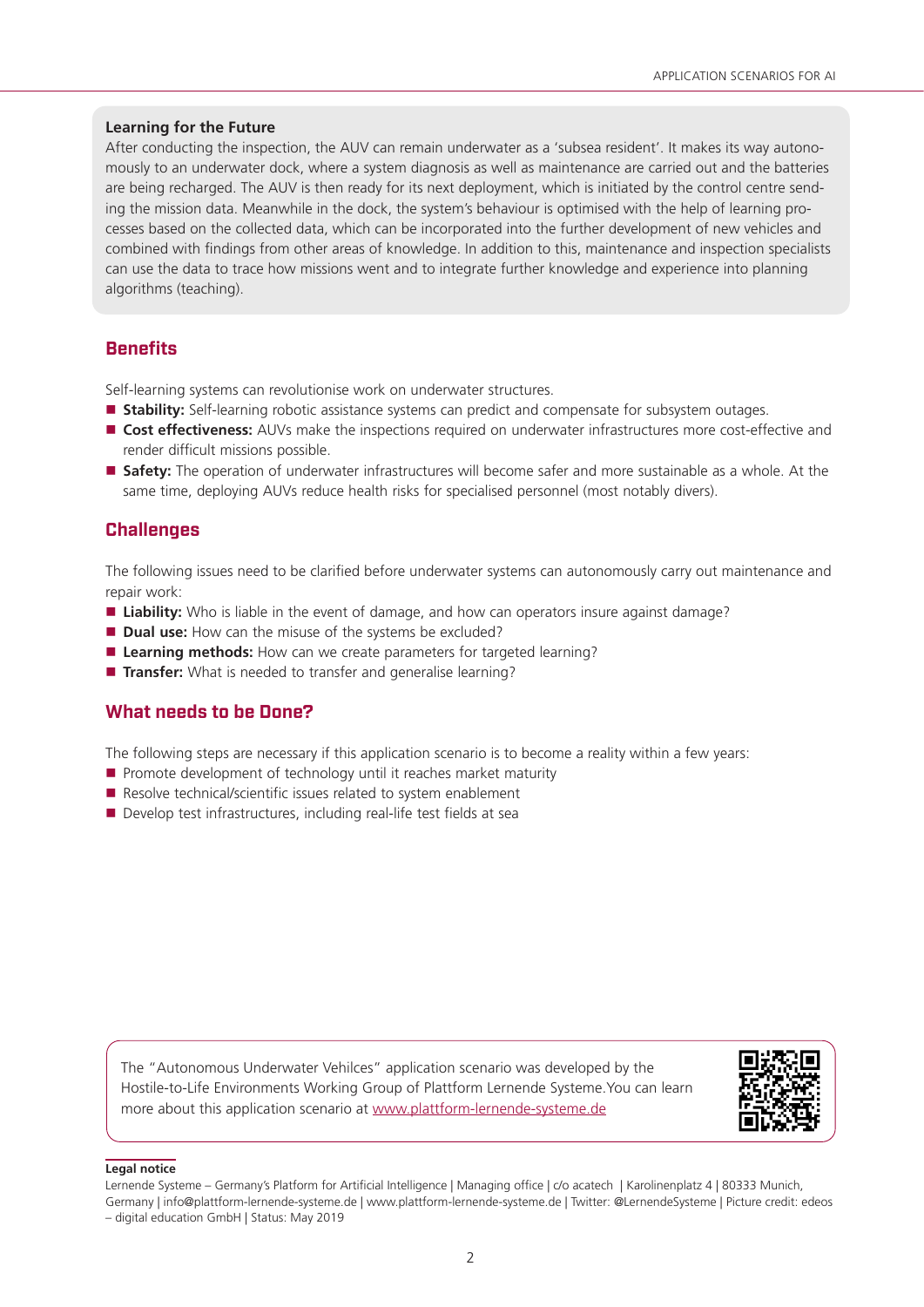### Learning for the Future

After conducting the inspection, the AUV can remain underwater as a 'subsea resident'. It makes its way autonomously to an underwater dock, where a system diagnosis as well as maintenance are carried out and the batteries are being recharged. The AUV is then ready for its next deployment, which is initiated by the control centre sending the mission data. Meanwhile in the dock, the system's behaviour is optimised with the help of learning processes based on the collected data, which can be incorporated into the further development of new vehicles and combined with findings from other areas of knowledge. In addition to this, maintenance and inspection specialists can use the data to trace how missions went and to integrate further knowledge and experience into planning algorithms (teaching).

## Benefits

Self-learning systems can revolutionise work on underwater structures.

- **Stability:** Self-learning robotic assistance systems can predict and compensate for subsystem outages.
- **Cost effectiveness:** AUVs make the inspections required on underwater infrastructures more cost-effective and render difficult missions possible.
- **Safety:** The operation of underwater infrastructures will become safer and more sustainable as a whole. At the same time, deploying AUVs reduce health risks for specialised personnel (most notably divers).

## Challenges

The following issues need to be clarified before underwater systems can autonomously carry out maintenance and repair work:

- **Liability:** Who is liable in the event of damage, and how can operators insure against damage?
- **Dual use:** How can the misuse of the systems be excluded?
- **Learning methods:** How can we create parameters for targeted learning?
- **Transfer:** What is needed to transfer and generalise learning?

## What needs to be Done?

The following steps are necessary if this application scenario is to become a reality within a few years:

- Promote development of technology until it reaches market maturity
- Resolve technical/scientific issues related to system enablement
- Develop test infrastructures, including real-life test fields at sea

The "Autonomous Underwater Vehilces" application scenario was developed by the Hostile-to-Life Environments Working Group of Plattform Lernende Systeme. You can learn more about this application scenario at www.plattform-lernende-systeme.de

**Legal notice**

Lernende Systeme – Germany's Platform for Artificial Intelligence | Managing office | c/o acatech | Karolinenplatz 4 | 80333 Munich, Germany | info@plattform-lernende-systeme.de | www.plattform-lernende-systeme.de | Twitter: @LernendeSysteme | Picture credit: edeos – digital education GmbH | Status: May 2019